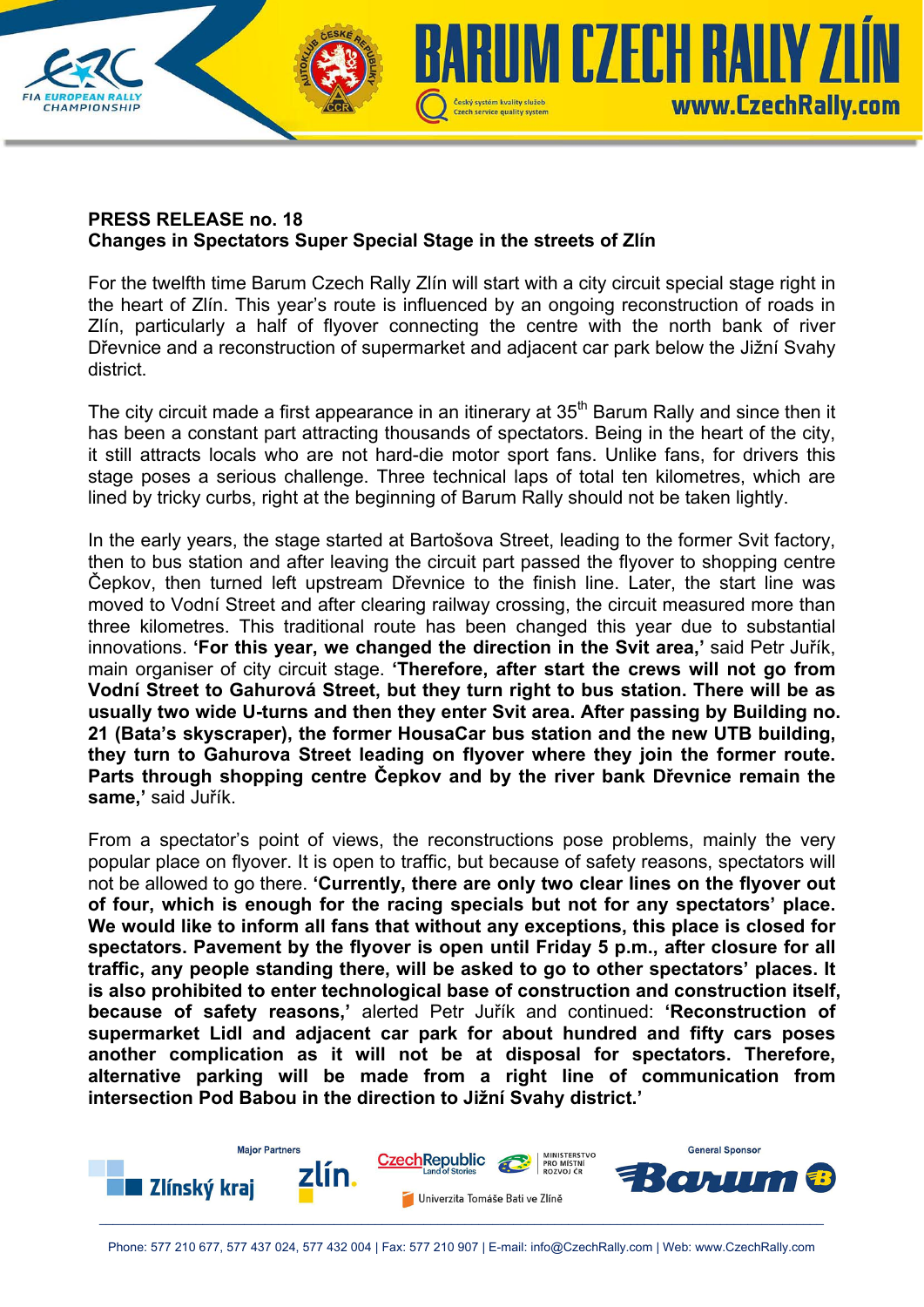**PRESS RELEASE no. 18**
**Changes in Spectators Super Special Stage in the streets of Zlín**

For the twelfth time Barum Czech Rally Zlín will start with a city circuit special stage right in the heart of Zlín. This year's route is influenced by an ongoing reconstruction of roads in Zlín, particularly a half of flyover connecting the centre with the north bank of river Dřevnice and a reconstruction of supermarket and adjacent car park below the Jižní Svahy district.

The city circuit made a first appearance in an itinerary at 35th Barum Rally and since then it has been a constant part attracting thousands of spectators. Being in the heart of the city, it still attracts locals who are not hard-die motor sport fans. Unlike fans, for drivers this stage poses a serious challenge. Three technical laps of total ten kilometres, which are lined by tricky curbs, right at the beginning of Barum Rally should not be taken lightly.

In the early years, the stage started at Bartošova Street, leading to the former Svit factory, then to bus station and after leaving the circuit part passed the flyover to shopping centre Čepkov, then turned left upstream Dřevnice to the finish line. Later, the start line was moved to Vodní Street and after clearing railway crossing, the circuit measured more than three kilometres. This traditional route has been changed this year due to substantial innovations. **'For this year, we changed the direction in the Svit area,'** said Petr Juřík, main organiser of city circuit stage. **'Therefore, after start the crews will not go from Vodní Street to Gahurová Street, but they turn right to bus station. There will be as usually two wide U-turns and then they enter Svit area. After passing by Building no. 21 (Bata's skyscraper), the former HousaCar bus station and the new UTB building, they turn to Gahurova Street leading on flyover where they join the former route. Parts through shopping centre Čepkov and by the river bank Dřevnice remain the same,'** said Juřík.

From a spectator's point of views, the reconstructions pose problems, mainly the very popular place on flyover. It is open to traffic, but because of safety reasons, spectators will not be allowed to go there. **'Currently, there are only two clear lines on the flyover out of four, which is enough for the racing specials but not for any spectators' place. We would like to inform all fans that without any exceptions, this place is closed for spectators. Pavement by the flyover is open until Friday 5 p.m., after closure for all traffic, any people standing there, will be asked to go to other spectators' places. It is also prohibited to enter technological base of construction and construction itself, because of safety reasons,'** alerted Petr Juřík and continued: **'Reconstruction of supermarket Lidl and adjacent car park for about hundred and fifty cars poses another complication as it will not be at disposal for spectators. Therefore, alternative parking will be made from a right line of communication from intersection Pod Babou in the direction to Jižní Svahy district.'**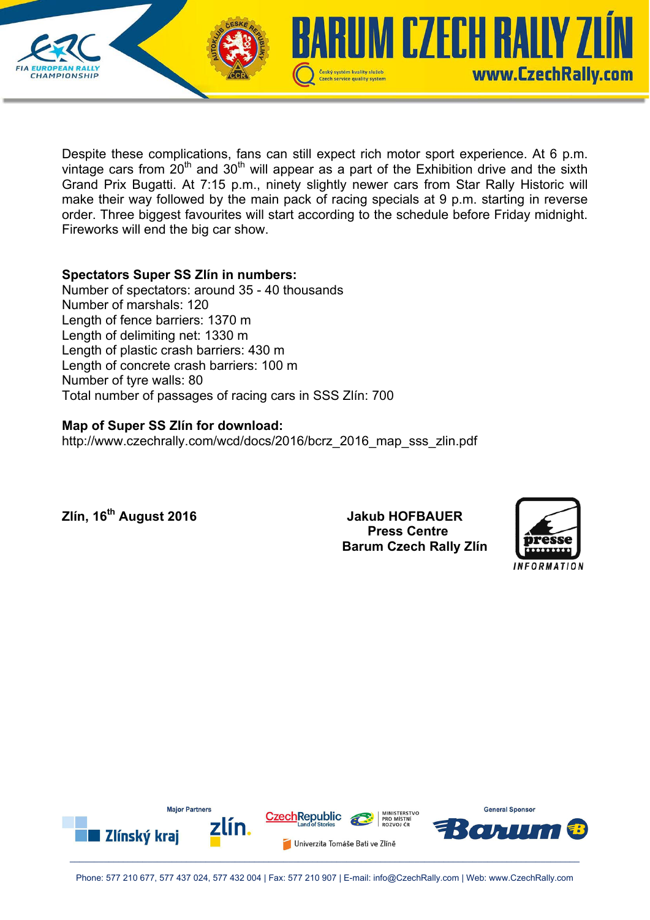Despite these complications, fans can still expect rich motor sport experience. At 6 p.m. vintage cars from 20th and 30th will appear as a part of the Exhibition drive and the sixth Grand Prix Bugatti. At 7:15 p.m., ninety slightly newer cars from Star Rally Historic will make their way followed by the main pack of racing specials at 9 p.m. starting in reverse order. Three biggest favourites will start according to the schedule before Friday midnight. Fireworks will end the big car show.

**Spectators Super SS Zlín in numbers:**
Number of spectators: around 35 - 40 thousands
Number of marshals: 120
Length of fence barriers: 1370 m
Length of delimiting net: 1330 m
Length of plastic crash barriers: 430 m
Length of concrete crash barriers: 100 m
Number of tyre walls: 80
Total number of passages of racing cars in SSS Zlín: 700

**Map of Super SS Zlín for download:**
http://www.czechrally.com/wcd/docs/2016/bcrz_2016_map_sss_zlin.pdf

**Zlín, 16th August 2016**

**Jakub HOFBAUER**
**Press Centre**
**Barum Czech Rally Zlín**